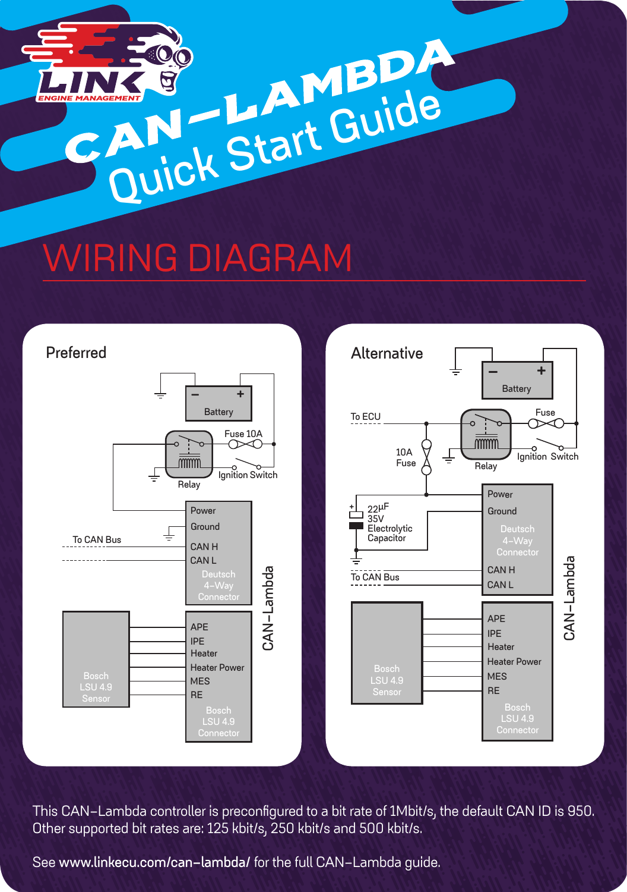# CAN–LAMBDA Quick Start Guide

## WIRING DIAGRAM

### Preferred

Battery (– / +), Fuse 10A, Relay, Ignition Switch

To CAN Bus

CAN–Lambda:
- Power
- Ground
- CAN H
- CAN L
- Deutsch 4–Way Connector

Bosch LSU 4.9 Sensor

- APE
- IPE
- Heater
- Heater Power
- MES
- RE
- Bosch LSU 4.9 Connector

### Alternative

Battery (– / +), Fuse, Relay, Ignition Switch

To ECU

10A Fuse

22µF 35V Electrolytic Capacitor

To CAN Bus

CAN–Lambda:
- Power
- Ground
- Deutsch 4–Way Connector
- CAN H
- CAN L

Bosch LSU 4.9 Sensor

- APE
- IPE
- Heater
- Heater Power
- MES
- RE
- Bosch LSU 4.9 Connector

This CAN–Lambda controller is preconfigured to a bit rate of 1Mbit/s, the default CAN ID is 950. Other supported bit rates are: 125 kbit/s, 250 kbit/s and 500 kbit/s.

See **www.linkecu.com/can-lambda/** for the full CAN–Lambda guide.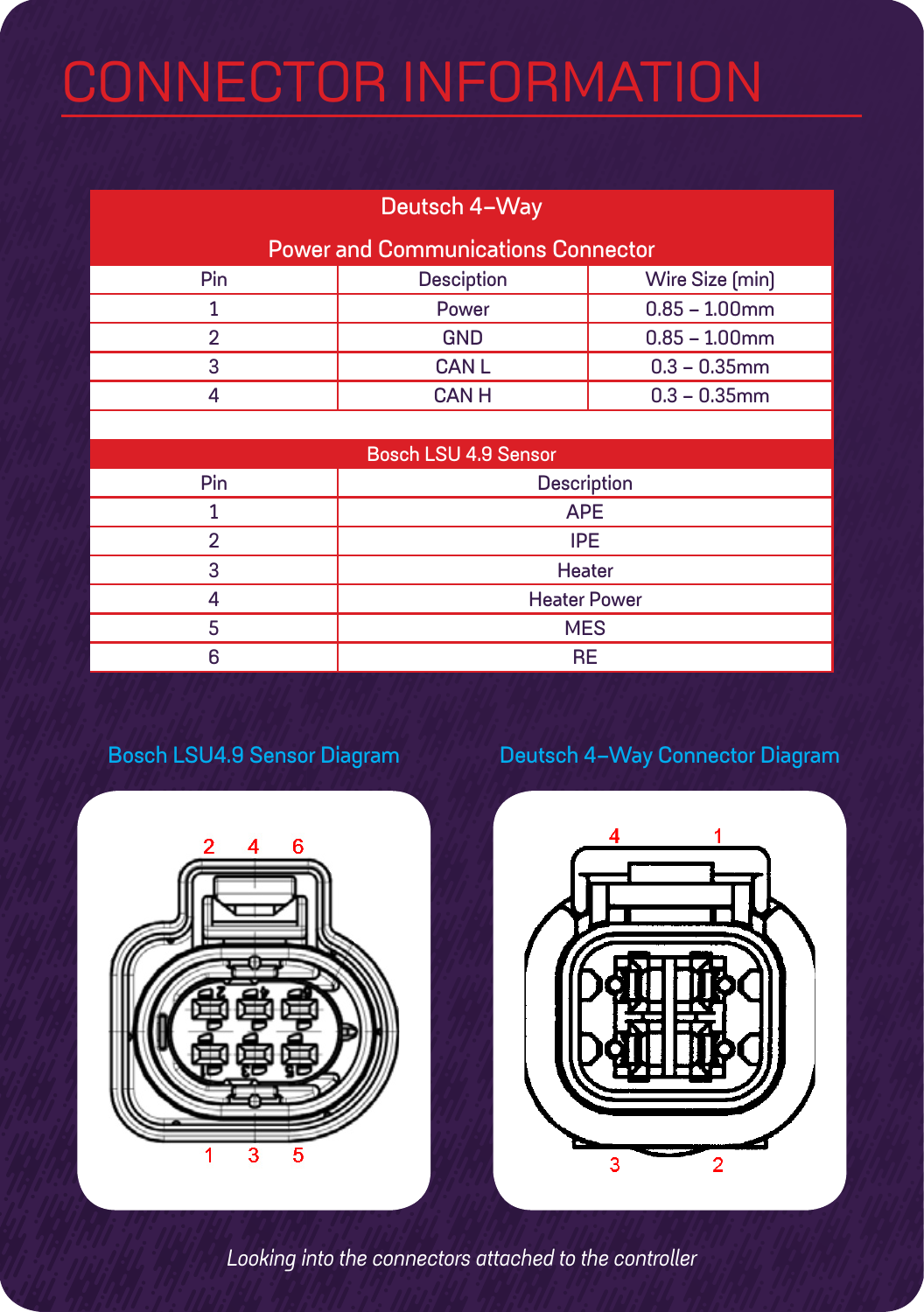# CONNECTOR INFORMATION

| Deutsch 4–Way Power and Communications Connector | | |
|---|---|---|
| Pin | Desciption | Wire Size (min) |
| 1 | Power | 0.85 – 1.00mm |
| 2 | GND | 0.85 – 1.00mm |
| 3 | CAN L | 0.3 – 0.35mm |
| 4 | CAN H | 0.3 – 0.35mm |

| Bosch LSU 4.9 Sensor | |
|---|---|
| Pin | Description |
| 1 | APE |
| 2 | IPE |
| 3 | Heater |
| 4 | Heater Power |
| 5 | MES |
| 6 | RE |

## Bosch LSU4.9 Sensor Diagram

2 4 6

1 3 5

## Deutsch 4–Way Connector Diagram

4 1

3 2

*Looking into the connectors attached to the controller*